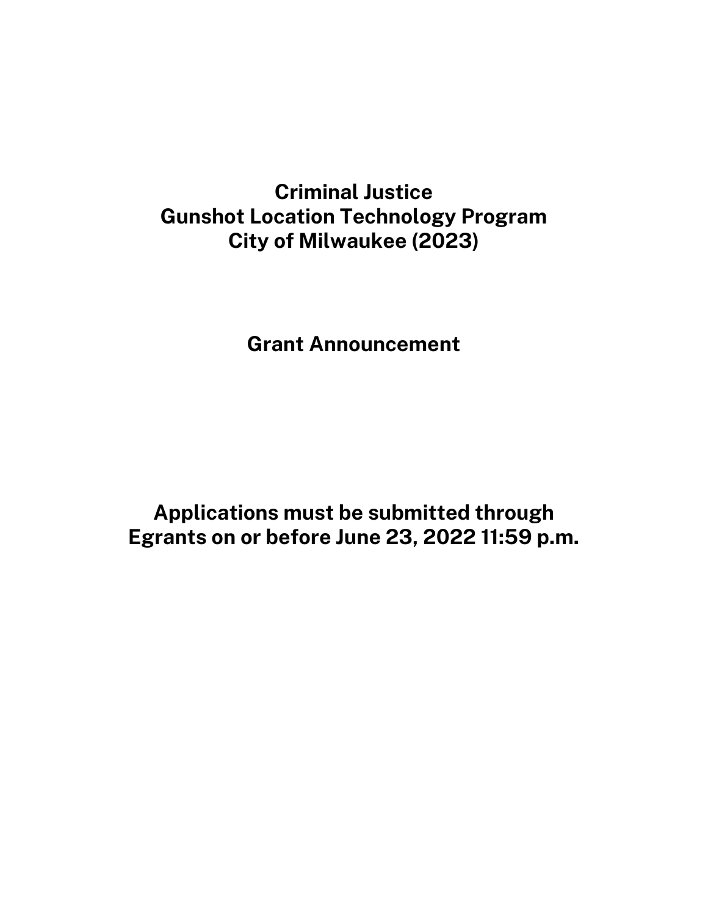# Criminal Justice
# Gunshot Location Technology Program
# City of Milwaukee (2023)

## Grant Announcement

**Applications must be submitted through Egrants on or before June 23, 2022 11:59 p.m.**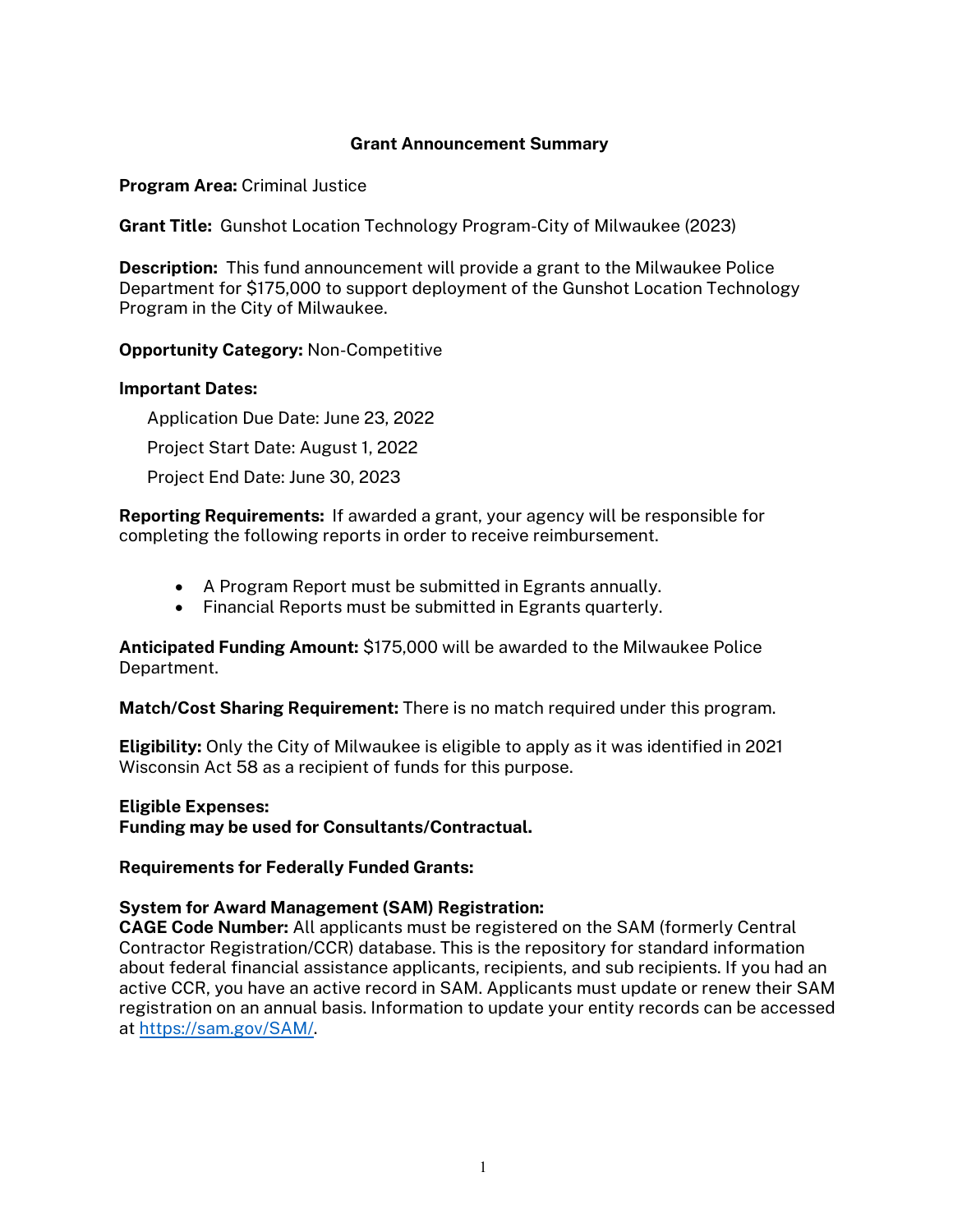# Grant Announcement Summary

**Program Area:** Criminal Justice

**Grant Title:** Gunshot Location Technology Program-City of Milwaukee (2023)

**Description:** This fund announcement will provide a grant to the Milwaukee Police Department for $175,000 to support deployment of the Gunshot Location Technology Program in the City of Milwaukee.

**Opportunity Category:** Non-Competitive

**Important Dates:**

Application Due Date: June 23, 2022

Project Start Date: August 1, 2022

Project End Date: June 30, 2023

**Reporting Requirements:** If awarded a grant, your agency will be responsible for completing the following reports in order to receive reimbursement.

- A Program Report must be submitted in Egrants annually.
- Financial Reports must be submitted in Egrants quarterly.

**Anticipated Funding Amount:** $175,000 will be awarded to the Milwaukee Police Department.

**Match/Cost Sharing Requirement:** There is no match required under this program.

**Eligibility:** Only the City of Milwaukee is eligible to apply as it was identified in 2021 Wisconsin Act 58 as a recipient of funds for this purpose.

**Eligible Expenses:**
**Funding may be used for Consultants/Contractual.**

**Requirements for Federally Funded Grants:**

**System for Award Management (SAM) Registration:**
**CAGE Code Number:** All applicants must be registered on the SAM (formerly Central Contractor Registration/CCR) database. This is the repository for standard information about federal financial assistance applicants, recipients, and sub recipients. If you had an active CCR, you have an active record in SAM. Applicants must update or renew their SAM registration on an annual basis. Information to update your entity records can be accessed at https://sam.gov/SAM/.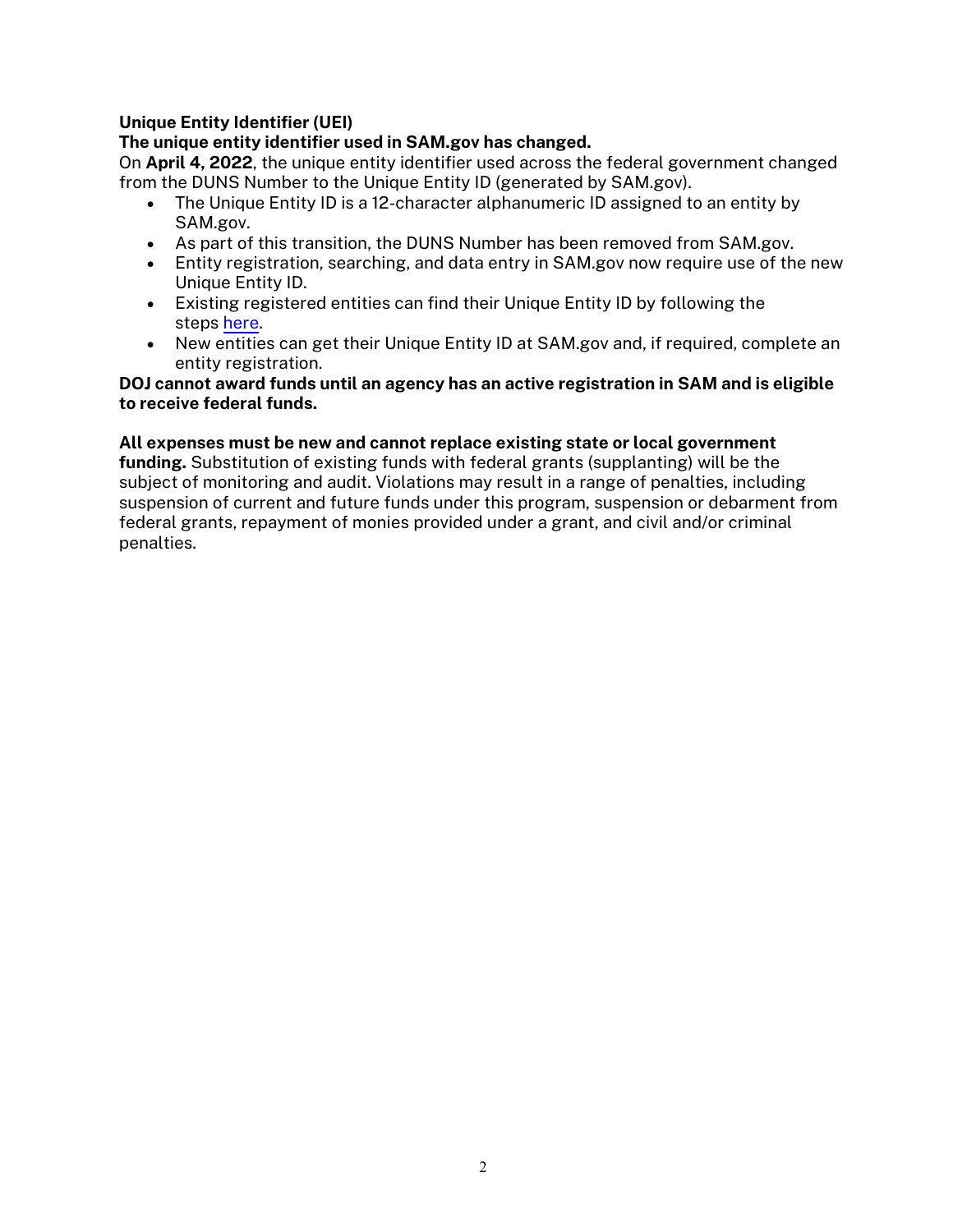**Unique Entity Identifier (UEI)**

**The unique entity identifier used in SAM.gov has changed.**

On **April 4, 2022**, the unique entity identifier used across the federal government changed from the DUNS Number to the Unique Entity ID (generated by SAM.gov).

- The Unique Entity ID is a 12-character alphanumeric ID assigned to an entity by SAM.gov.
- As part of this transition, the DUNS Number has been removed from SAM.gov.
- Entity registration, searching, and data entry in SAM.gov now require use of the new Unique Entity ID.
- Existing registered entities can find their Unique Entity ID by following the steps here.
- New entities can get their Unique Entity ID at SAM.gov and, if required, complete an entity registration.

**DOJ cannot award funds until an agency has an active registration in SAM and is eligible to receive federal funds.**

**All expenses must be new and cannot replace existing state or local government funding.** Substitution of existing funds with federal grants (supplanting) will be the subject of monitoring and audit. Violations may result in a range of penalties, including suspension of current and future funds under this program, suspension or debarment from federal grants, repayment of monies provided under a grant, and civil and/or criminal penalties.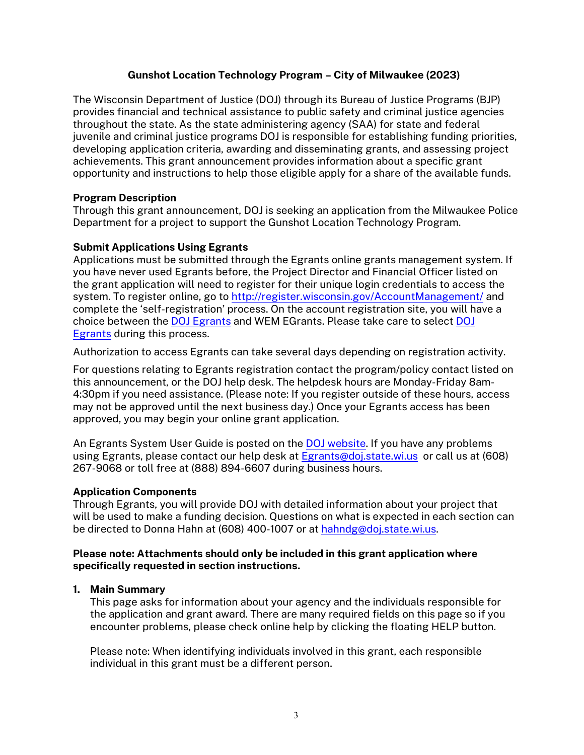**Gunshot Location Technology Program – City of Milwaukee (2023)**

The Wisconsin Department of Justice (DOJ) through its Bureau of Justice Programs (BJP) provides financial and technical assistance to public safety and criminal justice agencies throughout the state. As the state administering agency (SAA) for state and federal juvenile and criminal justice programs DOJ is responsible for establishing funding priorities, developing application criteria, awarding and disseminating grants, and assessing project achievements. This grant announcement provides information about a specific grant opportunity and instructions to help those eligible apply for a share of the available funds.

**Program Description**

Through this grant announcement, DOJ is seeking an application from the Milwaukee Police Department for a project to support the Gunshot Location Technology Program.

**Submit Applications Using Egrants**

Applications must be submitted through the Egrants online grants management system. If you have never used Egrants before, the Project Director and Financial Officer listed on the grant application will need to register for their unique login credentials to access the system. To register online, go to http://register.wisconsin.gov/AccountManagement/ and complete the 'self-registration' process. On the account registration site, you will have a choice between the DOJ Egrants and WEM EGrants. Please take care to select DOJ Egrants during this process.

Authorization to access Egrants can take several days depending on registration activity.

For questions relating to Egrants registration contact the program/policy contact listed on this announcement, or the DOJ help desk. The helpdesk hours are Monday-Friday 8am-4:30pm if you need assistance. (Please note: If you register outside of these hours, access may not be approved until the next business day.) Once your Egrants access has been approved, you may begin your online grant application.

An Egrants System User Guide is posted on the DOJ website. If you have any problems using Egrants, please contact our help desk at Egrants@doj.state.wi.us or call us at (608) 267-9068 or toll free at (888) 894-6607 during business hours.

**Application Components**

Through Egrants, you will provide DOJ with detailed information about your project that will be used to make a funding decision. Questions on what is expected in each section can be directed to Donna Hahn at (608) 400-1007 or at hahndg@doj.state.wi.us.

**Please note: Attachments should only be included in this grant application where specifically requested in section instructions.**

1. **Main Summary**

   This page asks for information about your agency and the individuals responsible for the application and grant award. There are many required fields on this page so if you encounter problems, please check online help by clicking the floating HELP button.

   Please note: When identifying individuals involved in this grant, each responsible individual in this grant must be a different person.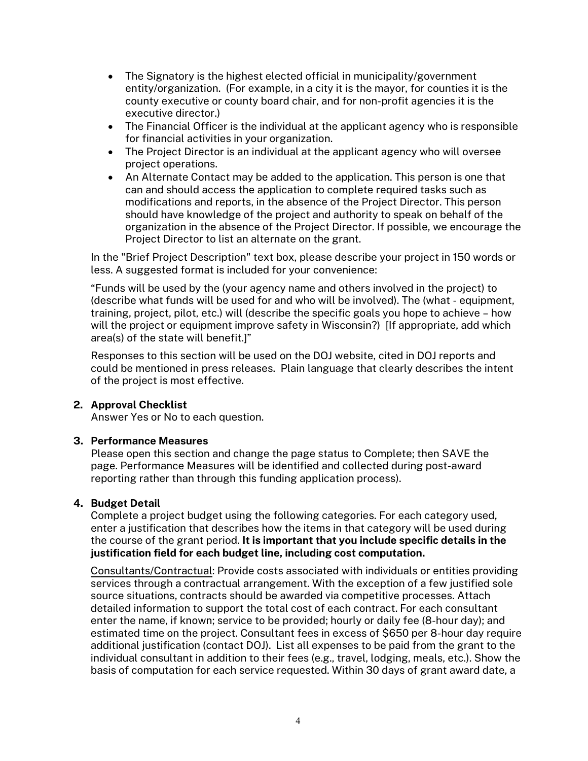- The Signatory is the highest elected official in municipality/government entity/organization. (For example, in a city it is the mayor, for counties it is the county executive or county board chair, and for non-profit agencies it is the executive director.)
- The Financial Officer is the individual at the applicant agency who is responsible for financial activities in your organization.
- The Project Director is an individual at the applicant agency who will oversee project operations.
- An Alternate Contact may be added to the application. This person is one that can and should access the application to complete required tasks such as modifications and reports, in the absence of the Project Director. This person should have knowledge of the project and authority to speak on behalf of the organization in the absence of the Project Director. If possible, we encourage the Project Director to list an alternate on the grant.

In the "Brief Project Description" text box, please describe your project in 150 words or less. A suggested format is included for your convenience:

"Funds will be used by the (your agency name and others involved in the project) to (describe what funds will be used for and who will be involved). The (what - equipment, training, project, pilot, etc.) will (describe the specific goals you hope to achieve – how will the project or equipment improve safety in Wisconsin?) [If appropriate, add which area(s) of the state will benefit.]"

Responses to this section will be used on the DOJ website, cited in DOJ reports and could be mentioned in press releases. Plain language that clearly describes the intent of the project is most effective.

**2. Approval Checklist**

Answer Yes or No to each question.

**3. Performance Measures**

Please open this section and change the page status to Complete; then SAVE the page. Performance Measures will be identified and collected during post-award reporting rather than through this funding application process).

**4. Budget Detail**

Complete a project budget using the following categories. For each category used, enter a justification that describes how the items in that category will be used during the course of the grant period. **It is important that you include specific details in the justification field for each budget line, including cost computation.**

Consultants/Contractual: Provide costs associated with individuals or entities providing services through a contractual arrangement. With the exception of a few justified sole source situations, contracts should be awarded via competitive processes. Attach detailed information to support the total cost of each contract. For each consultant enter the name, if known; service to be provided; hourly or daily fee (8-hour day); and estimated time on the project. Consultant fees in excess of $650 per 8-hour day require additional justification (contact DOJ). List all expenses to be paid from the grant to the individual consultant in addition to their fees (e.g., travel, lodging, meals, etc.). Show the basis of computation for each service requested. Within 30 days of grant award date, a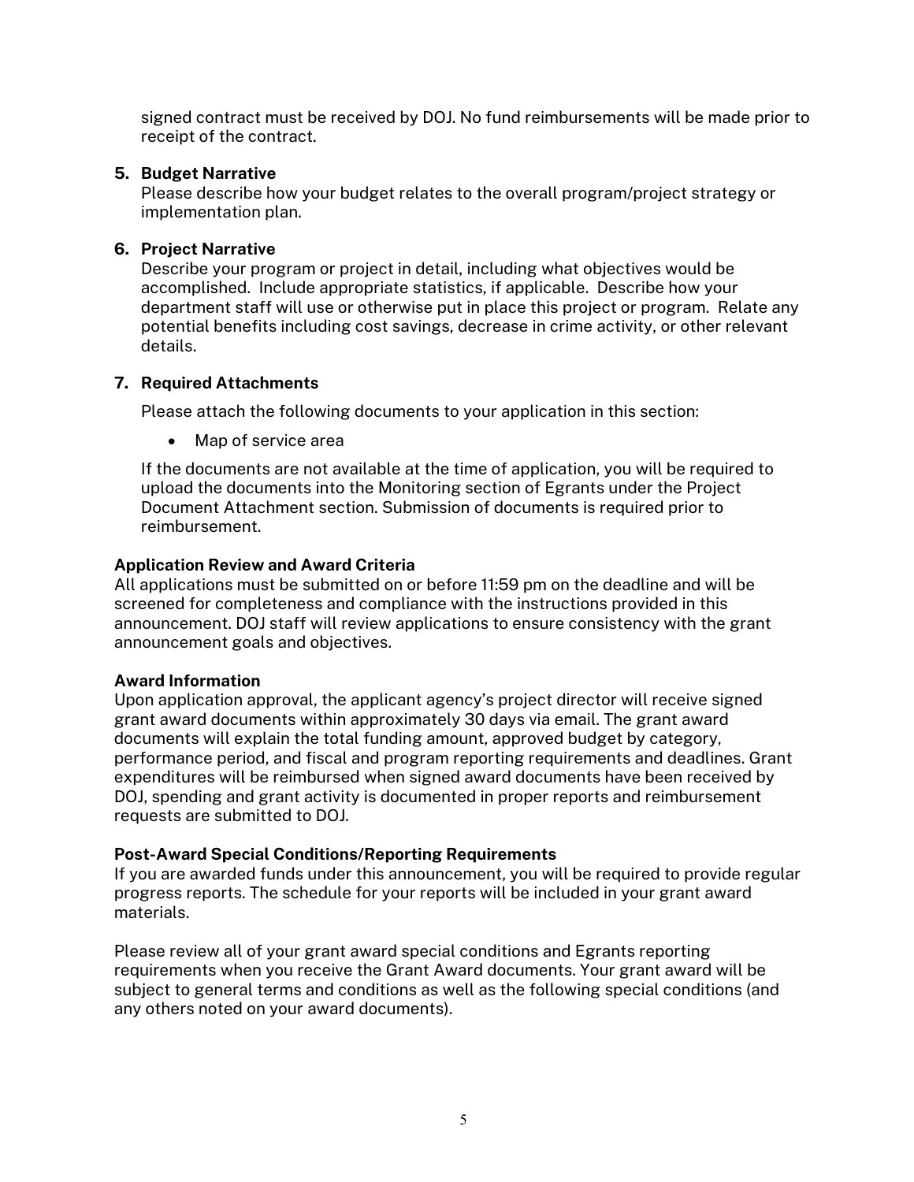signed contract must be received by DOJ. No fund reimbursements will be made prior to receipt of the contract.

5. **Budget Narrative**
   Please describe how your budget relates to the overall program/project strategy or implementation plan.

6. **Project Narrative**
   Describe your program or project in detail, including what objectives would be accomplished. Include appropriate statistics, if applicable. Describe how your department staff will use or otherwise put in place this project or program. Relate any potential benefits including cost savings, decrease in crime activity, or other relevant details.

7. **Required Attachments**

   Please attach the following documents to your application in this section:

   - Map of service area

   If the documents are not available at the time of application, you will be required to upload the documents into the Monitoring section of Egrants under the Project Document Attachment section. Submission of documents is required prior to reimbursement.

**Application Review and Award Criteria**
All applications must be submitted on or before 11:59 pm on the deadline and will be screened for completeness and compliance with the instructions provided in this announcement. DOJ staff will review applications to ensure consistency with the grant announcement goals and objectives.

**Award Information**
Upon application approval, the applicant agency's project director will receive signed grant award documents within approximately 30 days via email. The grant award documents will explain the total funding amount, approved budget by category, performance period, and fiscal and program reporting requirements and deadlines. Grant expenditures will be reimbursed when signed award documents have been received by DOJ, spending and grant activity is documented in proper reports and reimbursement requests are submitted to DOJ.

**Post-Award Special Conditions/Reporting Requirements**
If you are awarded funds under this announcement, you will be required to provide regular progress reports. The schedule for your reports will be included in your grant award materials.

Please review all of your grant award special conditions and Egrants reporting requirements when you receive the Grant Award documents. Your grant award will be subject to general terms and conditions as well as the following special conditions (and any others noted on your award documents).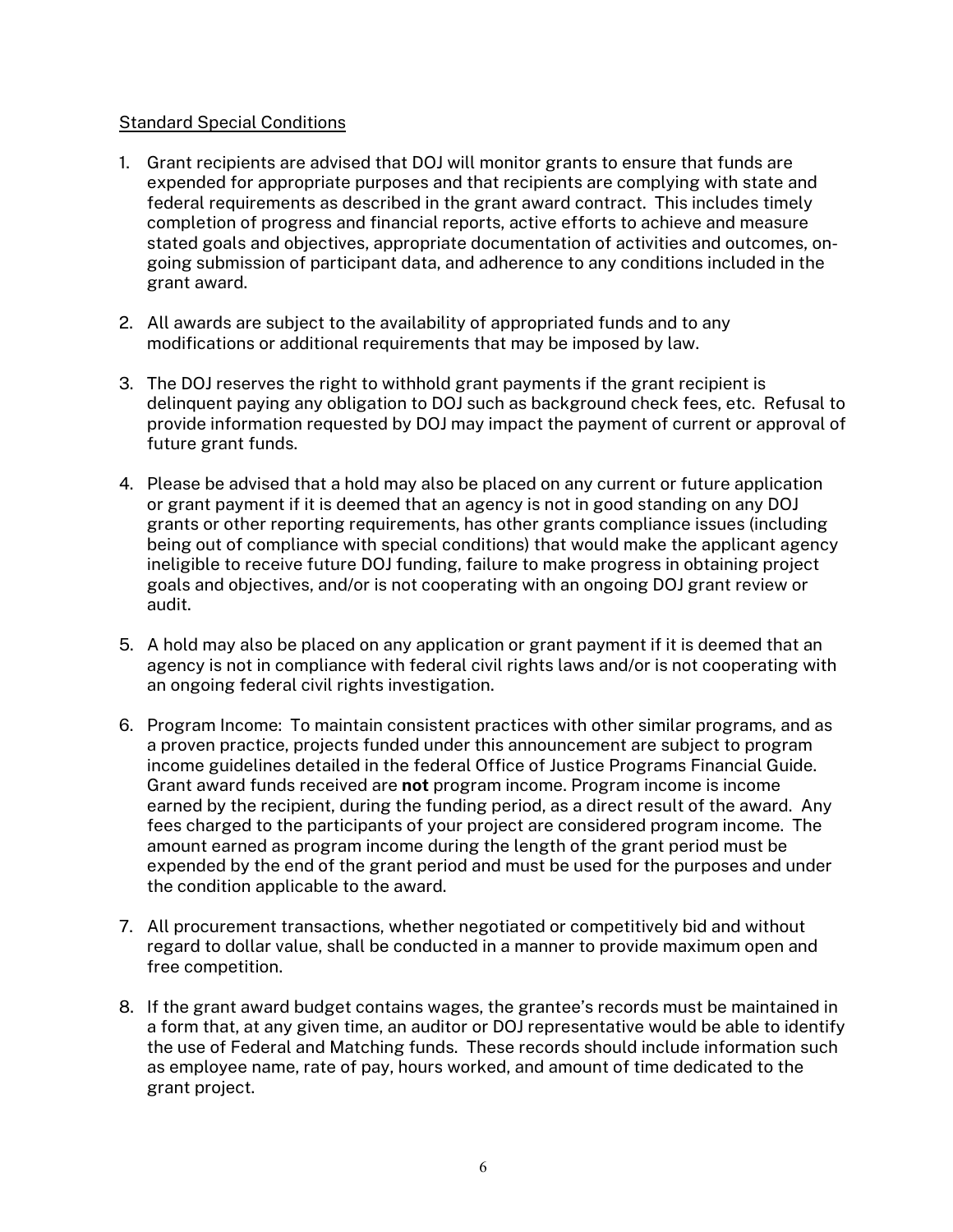Standard Special Conditions

1. Grant recipients are advised that DOJ will monitor grants to ensure that funds are expended for appropriate purposes and that recipients are complying with state and federal requirements as described in the grant award contract. This includes timely completion of progress and financial reports, active efforts to achieve and measure stated goals and objectives, appropriate documentation of activities and outcomes, on-going submission of participant data, and adherence to any conditions included in the grant award.

2. All awards are subject to the availability of appropriated funds and to any modifications or additional requirements that may be imposed by law.

3. The DOJ reserves the right to withhold grant payments if the grant recipient is delinquent paying any obligation to DOJ such as background check fees, etc. Refusal to provide information requested by DOJ may impact the payment of current or approval of future grant funds.

4. Please be advised that a hold may also be placed on any current or future application or grant payment if it is deemed that an agency is not in good standing on any DOJ grants or other reporting requirements, has other grants compliance issues (including being out of compliance with special conditions) that would make the applicant agency ineligible to receive future DOJ funding, failure to make progress in obtaining project goals and objectives, and/or is not cooperating with an ongoing DOJ grant review or audit.

5. A hold may also be placed on any application or grant payment if it is deemed that an agency is not in compliance with federal civil rights laws and/or is not cooperating with an ongoing federal civil rights investigation.

6. Program Income: To maintain consistent practices with other similar programs, and as a proven practice, projects funded under this announcement are subject to program income guidelines detailed in the federal Office of Justice Programs Financial Guide. Grant award funds received are **not** program income. Program income is income earned by the recipient, during the funding period, as a direct result of the award. Any fees charged to the participants of your project are considered program income. The amount earned as program income during the length of the grant period must be expended by the end of the grant period and must be used for the purposes and under the condition applicable to the award.

7. All procurement transactions, whether negotiated or competitively bid and without regard to dollar value, shall be conducted in a manner to provide maximum open and free competition.

8. If the grant award budget contains wages, the grantee's records must be maintained in a form that, at any given time, an auditor or DOJ representative would be able to identify the use of Federal and Matching funds. These records should include information such as employee name, rate of pay, hours worked, and amount of time dedicated to the grant project.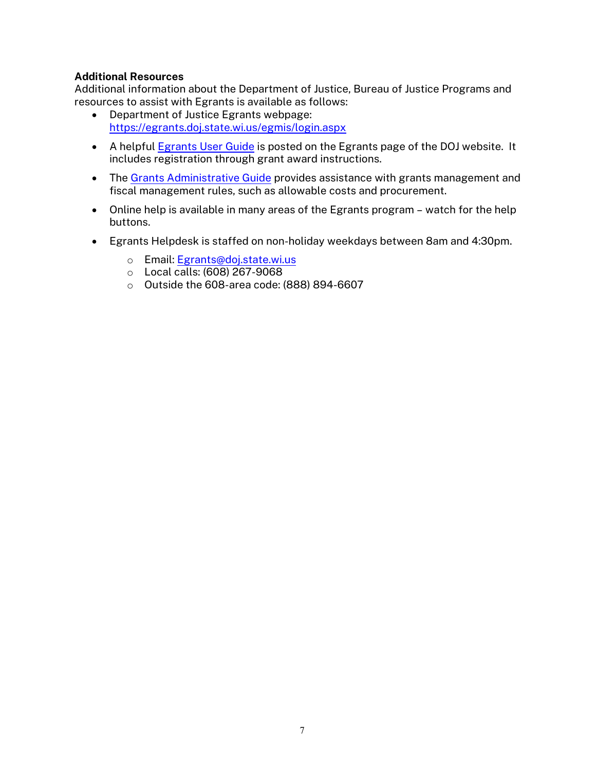**Additional Resources**

Additional information about the Department of Justice, Bureau of Justice Programs and resources to assist with Egrants is available as follows:

- Department of Justice Egrants webpage: https://egrants.doj.state.wi.us/egmis/login.aspx
- A helpful Egrants User Guide is posted on the Egrants page of the DOJ website. It includes registration through grant award instructions.
- The Grants Administrative Guide provides assistance with grants management and fiscal management rules, such as allowable costs and procurement.
- Online help is available in many areas of the Egrants program – watch for the help buttons.
- Egrants Helpdesk is staffed on non-holiday weekdays between 8am and 4:30pm.
  - Email: Egrants@doj.state.wi.us
  - Local calls: (608) 267-9068
  - Outside the 608-area code: (888) 894-6607